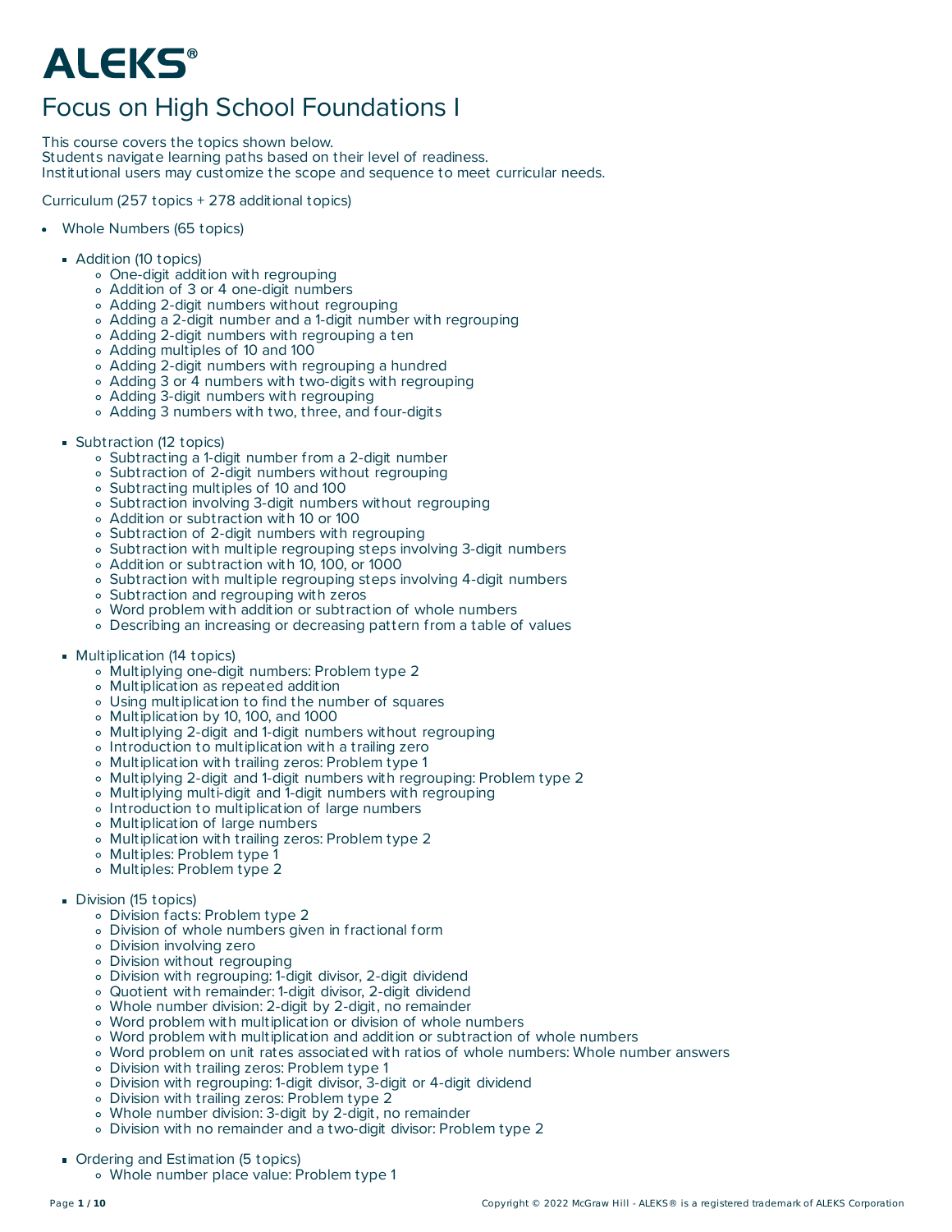# ALEKS®

## Focus on High School Foundations I

This course covers the topics shown below.
Students navigate learning paths based on their level of readiness.
Institutional users may customize the scope and sequence to meet curricular needs.

Curriculum (257 topics + 278 additional topics)

- Whole Numbers (65 topics)
  - Addition (10 topics)
    - One-digit addition with regrouping
    - Addition of 3 or 4 one-digit numbers
    - Adding 2-digit numbers without regrouping
    - Adding a 2-digit number and a 1-digit number with regrouping
    - Adding 2-digit numbers with regrouping a ten
    - Adding multiples of 10 and 100
    - Adding 2-digit numbers with regrouping a hundred
    - Adding 3 or 4 numbers with two-digits with regrouping
    - Adding 3-digit numbers with regrouping
    - Adding 3 numbers with two, three, and four-digits
  - Subtraction (12 topics)
    - Subtracting a 1-digit number from a 2-digit number
    - Subtraction of 2-digit numbers without regrouping
    - Subtracting multiples of 10 and 100
    - Subtraction involving 3-digit numbers without regrouping
    - Addition or subtraction with 10 or 100
    - Subtraction of 2-digit numbers with regrouping
    - Subtraction with multiple regrouping steps involving 3-digit numbers
    - Addition or subtraction with 10, 100, or 1000
    - Subtraction with multiple regrouping steps involving 4-digit numbers
    - Subtraction and regrouping with zeros
    - Word problem with addition or subtraction of whole numbers
    - Describing an increasing or decreasing pattern from a table of values
  - Multiplication (14 topics)
    - Multiplying one-digit numbers: Problem type 2
    - Multiplication as repeated addition
    - Using multiplication to find the number of squares
    - Multiplication by 10, 100, and 1000
    - Multiplying 2-digit and 1-digit numbers without regrouping
    - Introduction to multiplication with a trailing zero
    - Multiplication with trailing zeros: Problem type 1
    - Multiplying 2-digit and 1-digit numbers with regrouping: Problem type 2
    - Multiplying multi-digit and 1-digit numbers with regrouping
    - Introduction to multiplication of large numbers
    - Multiplication of large numbers
    - Multiplication with trailing zeros: Problem type 2
    - Multiples: Problem type 1
    - Multiples: Problem type 2
  - Division (15 topics)
    - Division facts: Problem type 2
    - Division of whole numbers given in fractional form
    - Division involving zero
    - Division without regrouping
    - Division with regrouping: 1-digit divisor, 2-digit dividend
    - Quotient with remainder: 1-digit divisor, 2-digit dividend
    - Whole number division: 2-digit by 2-digit, no remainder
    - Word problem with multiplication or division of whole numbers
    - Word problem with multiplication and addition or subtraction of whole numbers
    - Word problem on unit rates associated with ratios of whole numbers: Whole number answers
    - Division with trailing zeros: Problem type 1
    - Division with regrouping: 1-digit divisor, 3-digit or 4-digit dividend
    - Division with trailing zeros: Problem type 2
    - Whole number division: 3-digit by 2-digit, no remainder
    - Division with no remainder and a two-digit divisor: Problem type 2
  - Ordering and Estimation (5 topics)
    - Whole number place value: Problem type 1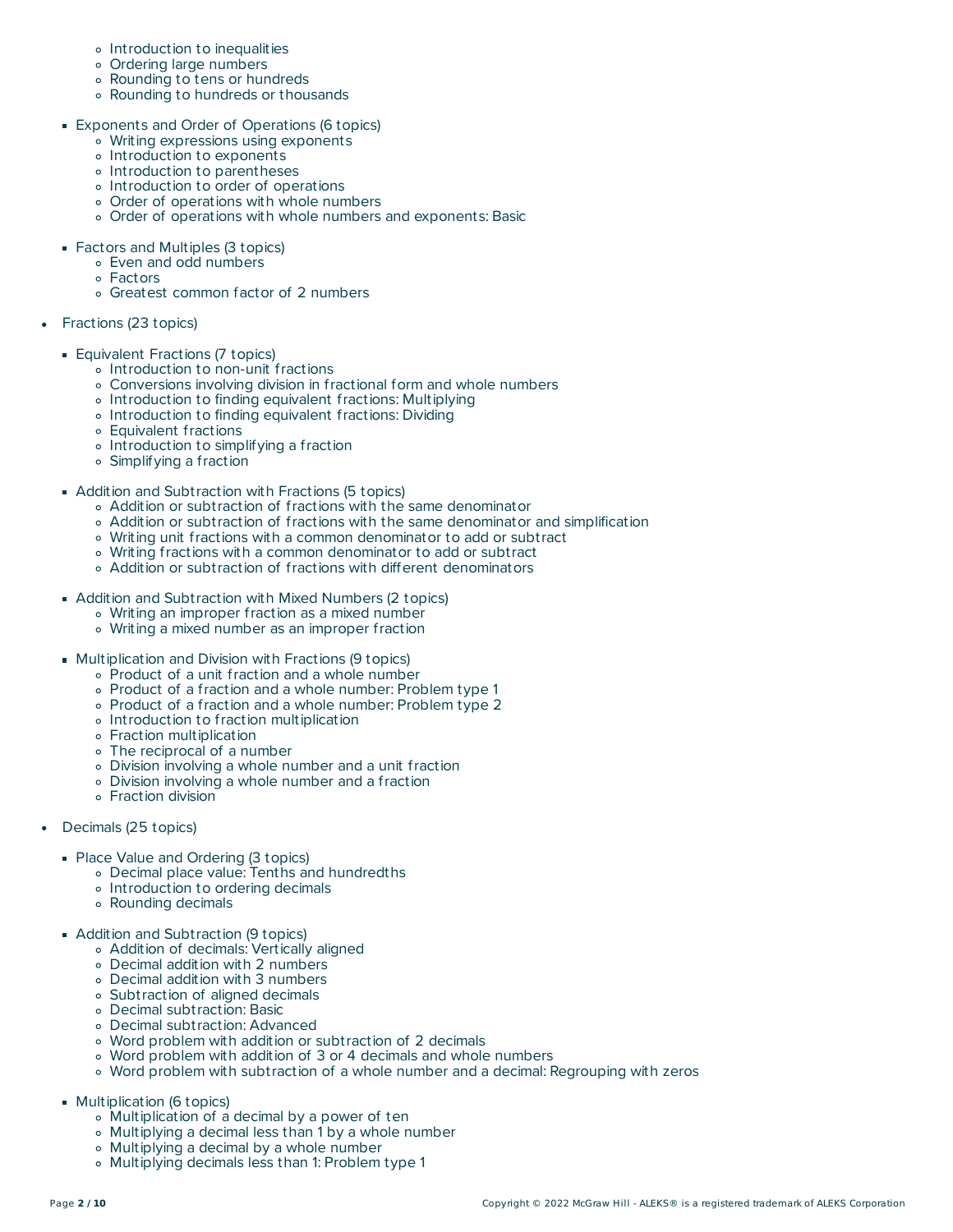- Introduction to inequalities
    - Ordering large numbers
    - Rounding to tens or hundreds
    - Rounding to hundreds or thousands

  - Exponents and Order of Operations (6 topics)
    - Writing expressions using exponents
    - Introduction to exponents
    - Introduction to parentheses
    - Introduction to order of operations
    - Order of operations with whole numbers
    - Order of operations with whole numbers and exponents: Basic

  - Factors and Multiples (3 topics)
    - Even and odd numbers
    - Factors
    - Greatest common factor of 2 numbers

- Fractions (23 topics)

  - Equivalent Fractions (7 topics)
    - Introduction to non-unit fractions
    - Conversions involving division in fractional form and whole numbers
    - Introduction to finding equivalent fractions: Multiplying
    - Introduction to finding equivalent fractions: Dividing
    - Equivalent fractions
    - Introduction to simplifying a fraction
    - Simplifying a fraction

  - Addition and Subtraction with Fractions (5 topics)
    - Addition or subtraction of fractions with the same denominator
    - Addition or subtraction of fractions with the same denominator and simplification
    - Writing unit fractions with a common denominator to add or subtract
    - Writing fractions with a common denominator to add or subtract
    - Addition or subtraction of fractions with different denominators

  - Addition and Subtraction with Mixed Numbers (2 topics)
    - Writing an improper fraction as a mixed number
    - Writing a mixed number as an improper fraction

  - Multiplication and Division with Fractions (9 topics)
    - Product of a unit fraction and a whole number
    - Product of a fraction and a whole number: Problem type 1
    - Product of a fraction and a whole number: Problem type 2
    - Introduction to fraction multiplication
    - Fraction multiplication
    - The reciprocal of a number
    - Division involving a whole number and a unit fraction
    - Division involving a whole number and a fraction
    - Fraction division

- Decimals (25 topics)

  - Place Value and Ordering (3 topics)
    - Decimal place value: Tenths and hundredths
    - Introduction to ordering decimals
    - Rounding decimals

  - Addition and Subtraction (9 topics)
    - Addition of decimals: Vertically aligned
    - Decimal addition with 2 numbers
    - Decimal addition with 3 numbers
    - Subtraction of aligned decimals
    - Decimal subtraction: Basic
    - Decimal subtraction: Advanced
    - Word problem with addition or subtraction of 2 decimals
    - Word problem with addition of 3 or 4 decimals and whole numbers
    - Word problem with subtraction of a whole number and a decimal: Regrouping with zeros

  - Multiplication (6 topics)
    - Multiplication of a decimal by a power of ten
    - Multiplying a decimal less than 1 by a whole number
    - Multiplying a decimal by a whole number
    - Multiplying decimals less than 1: Problem type 1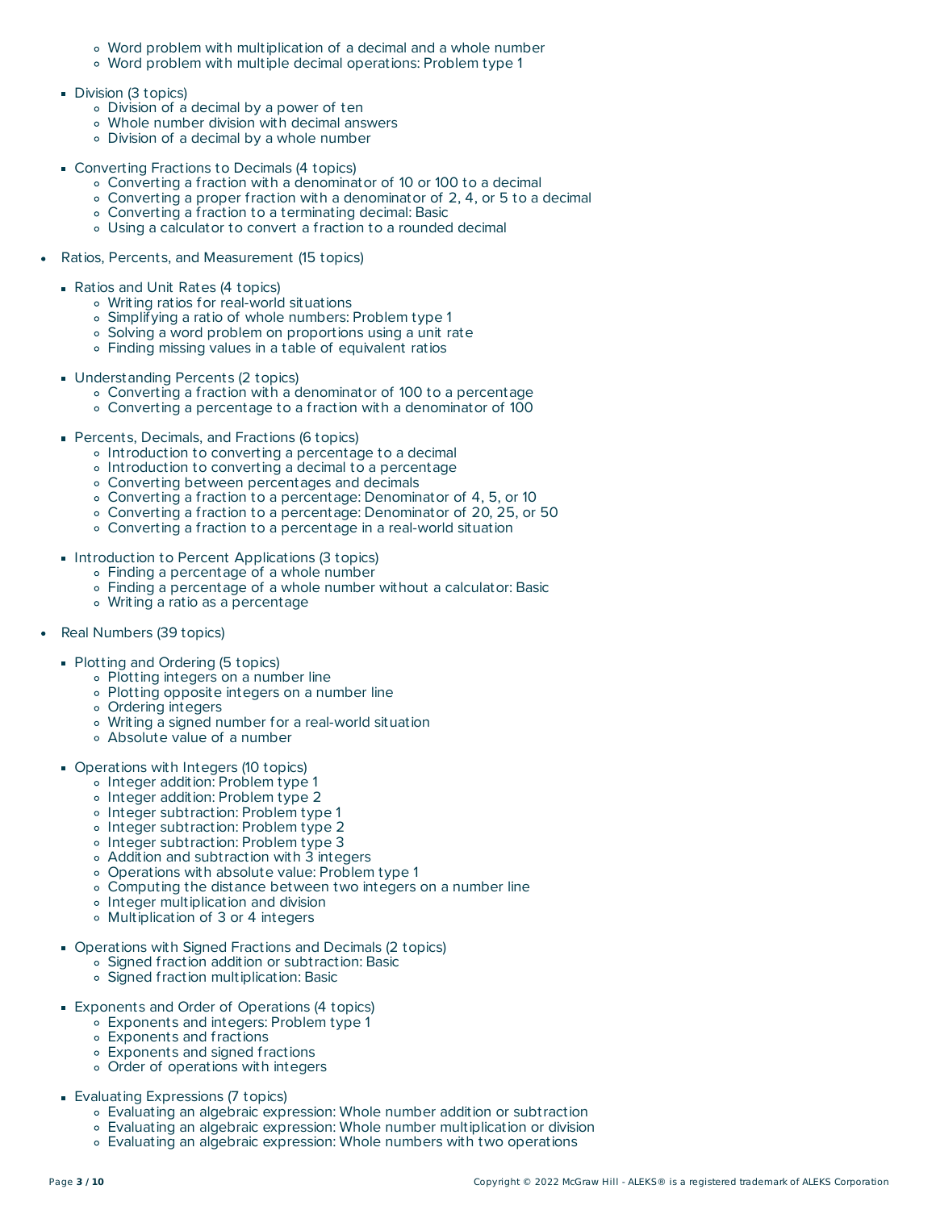- Word problem with multiplication of a decimal and a whole number
    - Word problem with multiple decimal operations: Problem type 1
  - Division (3 topics)
    - Division of a decimal by a power of ten
    - Whole number division with decimal answers
    - Division of a decimal by a whole number
  - Converting Fractions to Decimals (4 topics)
    - Converting a fraction with a denominator of 10 or 100 to a decimal
    - Converting a proper fraction with a denominator of 2, 4, or 5 to a decimal
    - Converting a fraction to a terminating decimal: Basic
    - Using a calculator to convert a fraction to a rounded decimal
- Ratios, Percents, and Measurement (15 topics)
  - Ratios and Unit Rates (4 topics)
    - Writing ratios for real-world situations
    - Simplifying a ratio of whole numbers: Problem type 1
    - Solving a word problem on proportions using a unit rate
    - Finding missing values in a table of equivalent ratios
  - Understanding Percents (2 topics)
    - Converting a fraction with a denominator of 100 to a percentage
    - Converting a percentage to a fraction with a denominator of 100
  - Percents, Decimals, and Fractions (6 topics)
    - Introduction to converting a percentage to a decimal
    - Introduction to converting a decimal to a percentage
    - Converting between percentages and decimals
    - Converting a fraction to a percentage: Denominator of 4, 5, or 10
    - Converting a fraction to a percentage: Denominator of 20, 25, or 50
    - Converting a fraction to a percentage in a real-world situation
  - Introduction to Percent Applications (3 topics)
    - Finding a percentage of a whole number
    - Finding a percentage of a whole number without a calculator: Basic
    - Writing a ratio as a percentage
- Real Numbers (39 topics)
  - Plotting and Ordering (5 topics)
    - Plotting integers on a number line
    - Plotting opposite integers on a number line
    - Ordering integers
    - Writing a signed number for a real-world situation
    - Absolute value of a number
  - Operations with Integers (10 topics)
    - Integer addition: Problem type 1
    - Integer addition: Problem type 2
    - Integer subtraction: Problem type 1
    - Integer subtraction: Problem type 2
    - Integer subtraction: Problem type 3
    - Addition and subtraction with 3 integers
    - Operations with absolute value: Problem type 1
    - Computing the distance between two integers on a number line
    - Integer multiplication and division
    - Multiplication of 3 or 4 integers
  - Operations with Signed Fractions and Decimals (2 topics)
    - Signed fraction addition or subtraction: Basic
    - Signed fraction multiplication: Basic
  - Exponents and Order of Operations (4 topics)
    - Exponents and integers: Problem type 1
    - Exponents and fractions
    - Exponents and signed fractions
    - Order of operations with integers
  - Evaluating Expressions (7 topics)
    - Evaluating an algebraic expression: Whole number addition or subtraction
    - Evaluating an algebraic expression: Whole number multiplication or division
    - Evaluating an algebraic expression: Whole numbers with two operations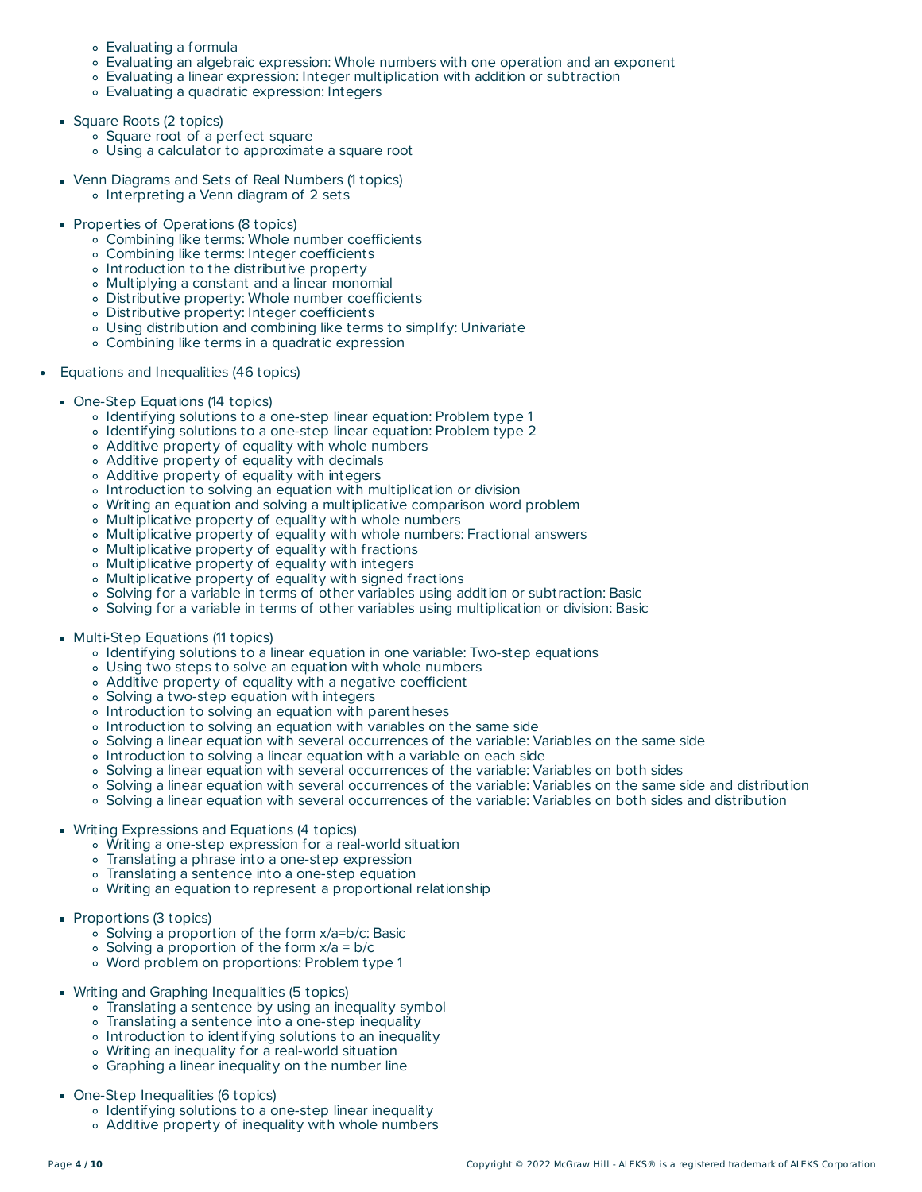- Evaluating a formula
        - Evaluating an algebraic expression: Whole numbers with one operation and an exponent
        - Evaluating a linear expression: Integer multiplication with addition or subtraction
        - Evaluating a quadratic expression: Integers

    - Square Roots (2 topics)
        - Square root of a perfect square
        - Using a calculator to approximate a square root

    - Venn Diagrams and Sets of Real Numbers (1 topics)
        - Interpreting a Venn diagram of 2 sets

    - Properties of Operations (8 topics)
        - Combining like terms: Whole number coefficients
        - Combining like terms: Integer coefficients
        - Introduction to the distributive property
        - Multiplying a constant and a linear monomial
        - Distributive property: Whole number coefficients
        - Distributive property: Integer coefficients
        - Using distribution and combining like terms to simplify: Univariate
        - Combining like terms in a quadratic expression

- Equations and Inequalities (46 topics)

    - One-Step Equations (14 topics)
        - Identifying solutions to a one-step linear equation: Problem type 1
        - Identifying solutions to a one-step linear equation: Problem type 2
        - Additive property of equality with whole numbers
        - Additive property of equality with decimals
        - Additive property of equality with integers
        - Introduction to solving an equation with multiplication or division
        - Writing an equation and solving a multiplicative comparison word problem
        - Multiplicative property of equality with whole numbers
        - Multiplicative property of equality with whole numbers: Fractional answers
        - Multiplicative property of equality with fractions
        - Multiplicative property of equality with integers
        - Multiplicative property of equality with signed fractions
        - Solving for a variable in terms of other variables using addition or subtraction: Basic
        - Solving for a variable in terms of other variables using multiplication or division: Basic

    - Multi-Step Equations (11 topics)
        - Identifying solutions to a linear equation in one variable: Two-step equations
        - Using two steps to solve an equation with whole numbers
        - Additive property of equality with a negative coefficient
        - Solving a two-step equation with integers
        - Introduction to solving an equation with parentheses
        - Introduction to solving an equation with variables on the same side
        - Solving a linear equation with several occurrences of the variable: Variables on the same side
        - Introduction to solving a linear equation with a variable on each side
        - Solving a linear equation with several occurrences of the variable: Variables on both sides
        - Solving a linear equation with several occurrences of the variable: Variables on the same side and distribution
        - Solving a linear equation with several occurrences of the variable: Variables on both sides and distribution

    - Writing Expressions and Equations (4 topics)
        - Writing a one-step expression for a real-world situation
        - Translating a phrase into a one-step expression
        - Translating a sentence into a one-step equation
        - Writing an equation to represent a proportional relationship

    - Proportions (3 topics)
        - Solving a proportion of the form $x/a=b/c$: Basic
        - Solving a proportion of the form $x/a = b/c$
        - Word problem on proportions: Problem type 1

    - Writing and Graphing Inequalities (5 topics)
        - Translating a sentence by using an inequality symbol
        - Translating a sentence into a one-step inequality
        - Introduction to identifying solutions to an inequality
        - Writing an inequality for a real-world situation
        - Graphing a linear inequality on the number line

    - One-Step Inequalities (6 topics)
        - Identifying solutions to a one-step linear inequality
        - Additive property of inequality with whole numbers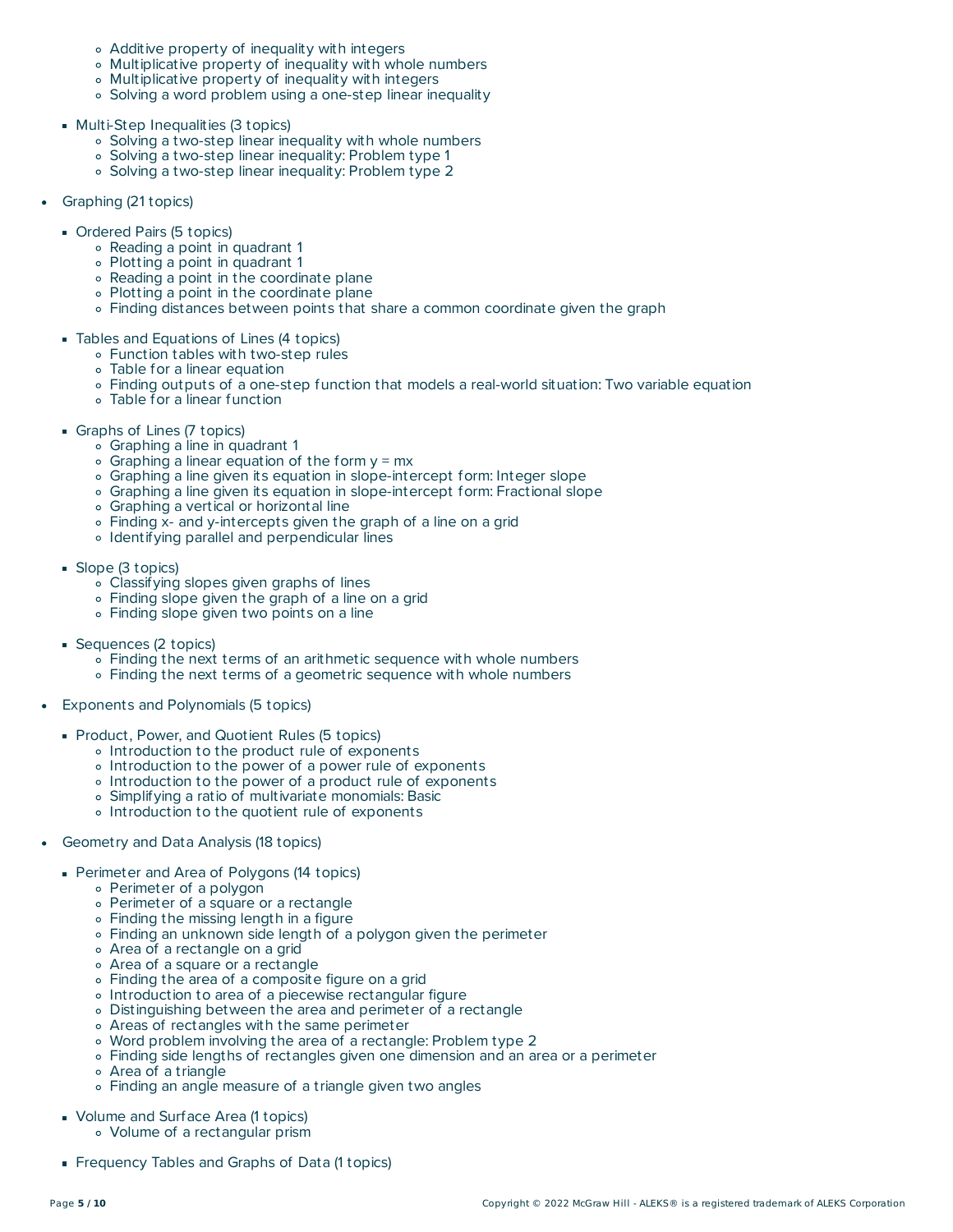- Additive property of inequality with integers
    - Multiplicative property of inequality with whole numbers
    - Multiplicative property of inequality with integers
    - Solving a word problem using a one-step linear inequality

  - Multi-Step Inequalities (3 topics)
    - Solving a two-step linear inequality with whole numbers
    - Solving a two-step linear inequality: Problem type 1
    - Solving a two-step linear inequality: Problem type 2

- Graphing (21 topics)

  - Ordered Pairs (5 topics)
    - Reading a point in quadrant 1
    - Plotting a point in quadrant 1
    - Reading a point in the coordinate plane
    - Plotting a point in the coordinate plane
    - Finding distances between points that share a common coordinate given the graph

  - Tables and Equations of Lines (4 topics)
    - Function tables with two-step rules
    - Table for a linear equation
    - Finding outputs of a one-step function that models a real-world situation: Two variable equation
    - Table for a linear function

  - Graphs of Lines (7 topics)
    - Graphing a line in quadrant 1
    - Graphing a linear equation of the form $y = mx$
    - Graphing a line given its equation in slope-intercept form: Integer slope
    - Graphing a line given its equation in slope-intercept form: Fractional slope
    - Graphing a vertical or horizontal line
    - Finding x- and y-intercepts given the graph of a line on a grid
    - Identifying parallel and perpendicular lines

  - Slope (3 topics)
    - Classifying slopes given graphs of lines
    - Finding slope given the graph of a line on a grid
    - Finding slope given two points on a line

  - Sequences (2 topics)
    - Finding the next terms of an arithmetic sequence with whole numbers
    - Finding the next terms of a geometric sequence with whole numbers

- Exponents and Polynomials (5 topics)

  - Product, Power, and Quotient Rules (5 topics)
    - Introduction to the product rule of exponents
    - Introduction to the power of a power rule of exponents
    - Introduction to the power of a product rule of exponents
    - Simplifying a ratio of multivariate monomials: Basic
    - Introduction to the quotient rule of exponents

- Geometry and Data Analysis (18 topics)

  - Perimeter and Area of Polygons (14 topics)
    - Perimeter of a polygon
    - Perimeter of a square or a rectangle
    - Finding the missing length in a figure
    - Finding an unknown side length of a polygon given the perimeter
    - Area of a rectangle on a grid
    - Area of a square or a rectangle
    - Finding the area of a composite figure on a grid
    - Introduction to area of a piecewise rectangular figure
    - Distinguishing between the area and perimeter of a rectangle
    - Areas of rectangles with the same perimeter
    - Word problem involving the area of a rectangle: Problem type 2
    - Finding side lengths of rectangles given one dimension and an area or a perimeter
    - Area of a triangle
    - Finding an angle measure of a triangle given two angles

  - Volume and Surface Area (1 topics)
    - Volume of a rectangular prism

  - Frequency Tables and Graphs of Data (1 topics)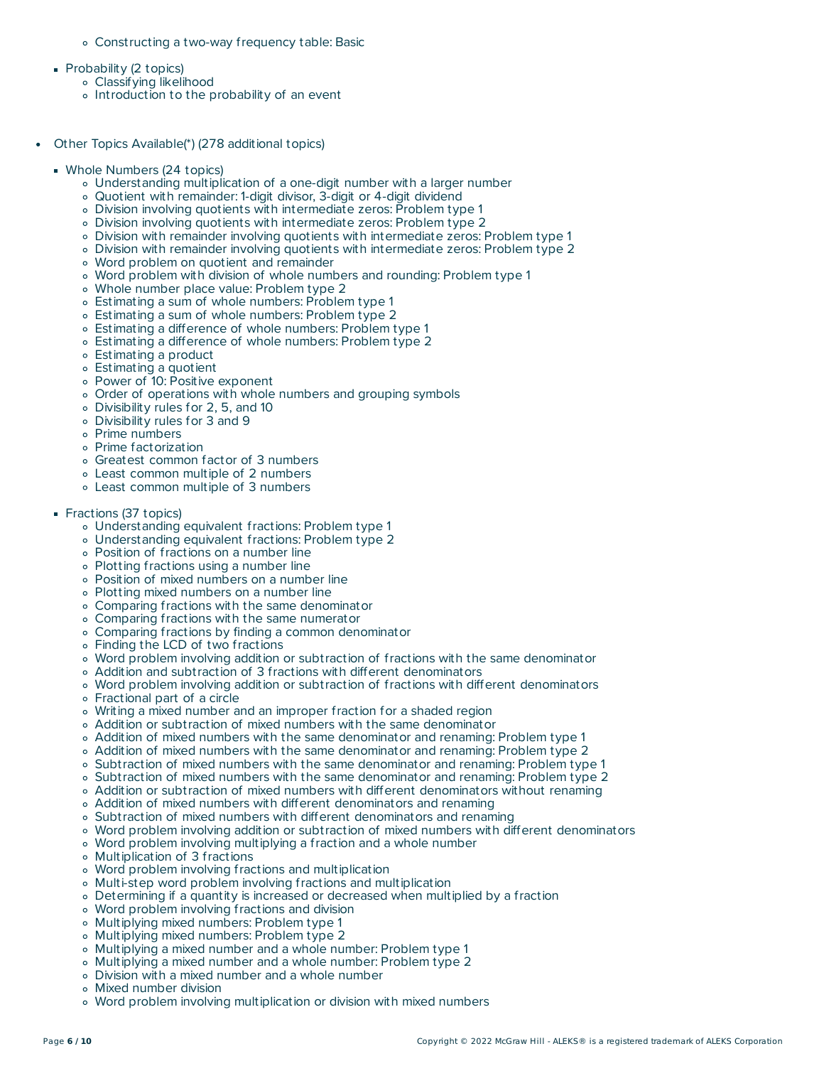- Constructing a two-way frequency table: Basic

- Probability (2 topics)
  - Classifying likelihood
  - Introduction to the probability of an event

- Other Topics Available(*) (278 additional topics)

  - Whole Numbers (24 topics)
    - Understanding multiplication of a one-digit number with a larger number
    - Quotient with remainder: 1-digit divisor, 3-digit or 4-digit dividend
    - Division involving quotients with intermediate zeros: Problem type 1
    - Division involving quotients with intermediate zeros: Problem type 2
    - Division with remainder involving quotients with intermediate zeros: Problem type 1
    - Division with remainder involving quotients with intermediate zeros: Problem type 2
    - Word problem on quotient and remainder
    - Word problem with division of whole numbers and rounding: Problem type 1
    - Whole number place value: Problem type 2
    - Estimating a sum of whole numbers: Problem type 1
    - Estimating a sum of whole numbers: Problem type 2
    - Estimating a difference of whole numbers: Problem type 1
    - Estimating a difference of whole numbers: Problem type 2
    - Estimating a product
    - Estimating a quotient
    - Power of 10: Positive exponent
    - Order of operations with whole numbers and grouping symbols
    - Divisibility rules for 2, 5, and 10
    - Divisibility rules for 3 and 9
    - Prime numbers
    - Prime factorization
    - Greatest common factor of 3 numbers
    - Least common multiple of 2 numbers
    - Least common multiple of 3 numbers

  - Fractions (37 topics)
    - Understanding equivalent fractions: Problem type 1
    - Understanding equivalent fractions: Problem type 2
    - Position of fractions on a number line
    - Plotting fractions using a number line
    - Position of mixed numbers on a number line
    - Plotting mixed numbers on a number line
    - Comparing fractions with the same denominator
    - Comparing fractions with the same numerator
    - Comparing fractions by finding a common denominator
    - Finding the LCD of two fractions
    - Word problem involving addition or subtraction of fractions with the same denominator
    - Addition and subtraction of 3 fractions with different denominators
    - Word problem involving addition or subtraction of fractions with different denominators
    - Fractional part of a circle
    - Writing a mixed number and an improper fraction for a shaded region
    - Addition or subtraction of mixed numbers with the same denominator
    - Addition of mixed numbers with the same denominator and renaming: Problem type 1
    - Addition of mixed numbers with the same denominator and renaming: Problem type 2
    - Subtraction of mixed numbers with the same denominator and renaming: Problem type 1
    - Subtraction of mixed numbers with the same denominator and renaming: Problem type 2
    - Addition or subtraction of mixed numbers with different denominators without renaming
    - Addition of mixed numbers with different denominators and renaming
    - Subtraction of mixed numbers with different denominators and renaming
    - Word problem involving addition or subtraction of mixed numbers with different denominators
    - Word problem involving multiplying a fraction and a whole number
    - Multiplication of 3 fractions
    - Word problem involving fractions and multiplication
    - Multi-step word problem involving fractions and multiplication
    - Determining if a quantity is increased or decreased when multiplied by a fraction
    - Word problem involving fractions and division
    - Multiplying mixed numbers: Problem type 1
    - Multiplying mixed numbers: Problem type 2
    - Multiplying a mixed number and a whole number: Problem type 1
    - Multiplying a mixed number and a whole number: Problem type 2
    - Division with a mixed number and a whole number
    - Mixed number division
    - Word problem involving multiplication or division with mixed numbers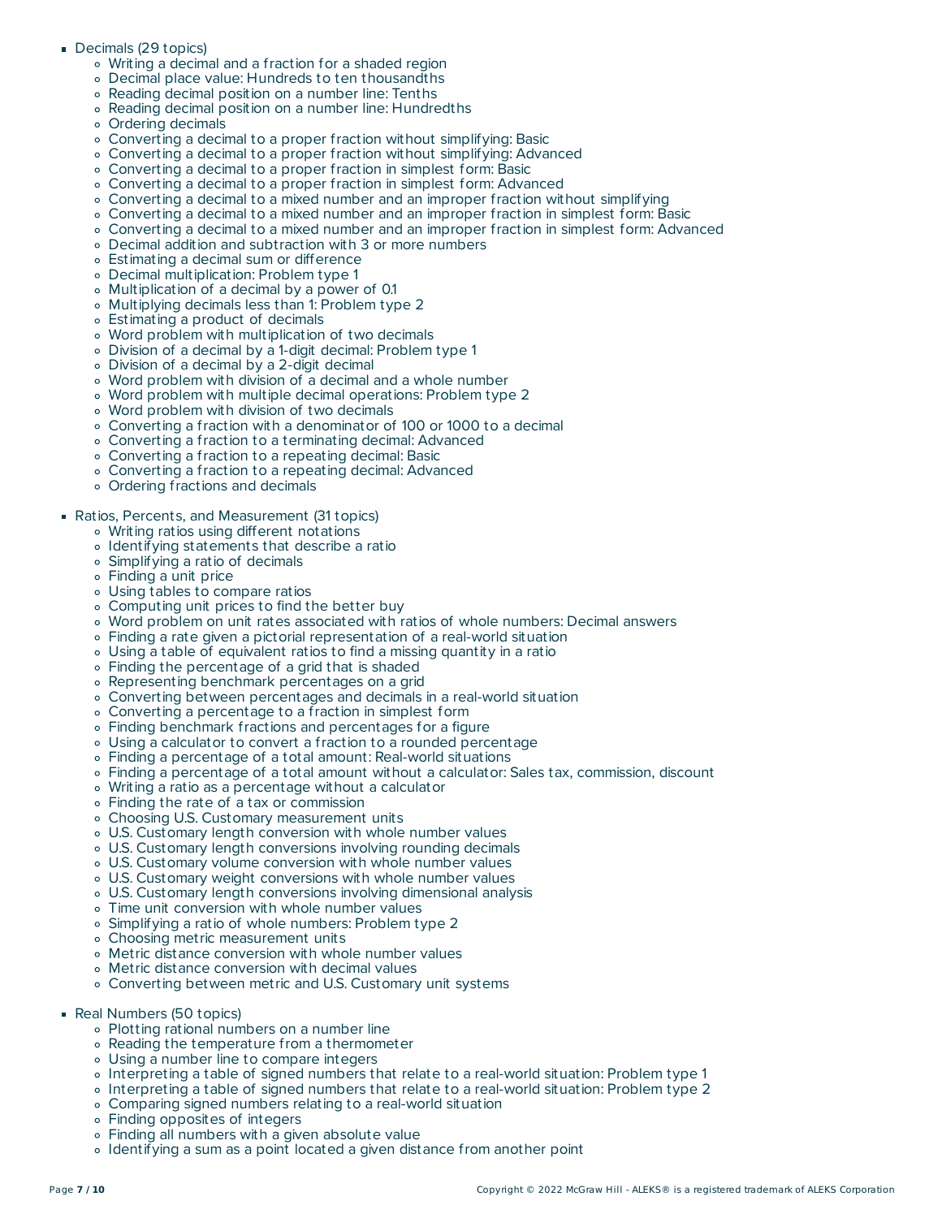- Decimals (29 topics)
    - Writing a decimal and a fraction for a shaded region
    - Decimal place value: Hundreds to ten thousandths
    - Reading decimal position on a number line: Tenths
    - Reading decimal position on a number line: Hundredths
    - Ordering decimals
    - Converting a decimal to a proper fraction without simplifying: Basic
    - Converting a decimal to a proper fraction without simplifying: Advanced
    - Converting a decimal to a proper fraction in simplest form: Basic
    - Converting a decimal to a proper fraction in simplest form: Advanced
    - Converting a decimal to a mixed number and an improper fraction without simplifying
    - Converting a decimal to a mixed number and an improper fraction in simplest form: Basic
    - Converting a decimal to a mixed number and an improper fraction in simplest form: Advanced
    - Decimal addition and subtraction with 3 or more numbers
    - Estimating a decimal sum or difference
    - Decimal multiplication: Problem type 1
    - Multiplication of a decimal by a power of 0.1
    - Multiplying decimals less than 1: Problem type 2
    - Estimating a product of decimals
    - Word problem with multiplication of two decimals
    - Division of a decimal by a 1-digit decimal: Problem type 1
    - Division of a decimal by a 2-digit decimal
    - Word problem with division of a decimal and a whole number
    - Word problem with multiple decimal operations: Problem type 2
    - Word problem with division of two decimals
    - Converting a fraction with a denominator of 100 or 1000 to a decimal
    - Converting a fraction to a terminating decimal: Advanced
    - Converting a fraction to a repeating decimal: Basic
    - Converting a fraction to a repeating decimal: Advanced
    - Ordering fractions and decimals

- Ratios, Percents, and Measurement (31 topics)
    - Writing ratios using different notations
    - Identifying statements that describe a ratio
    - Simplifying a ratio of decimals
    - Finding a unit price
    - Using tables to compare ratios
    - Computing unit prices to find the better buy
    - Word problem on unit rates associated with ratios of whole numbers: Decimal answers
    - Finding a rate given a pictorial representation of a real-world situation
    - Using a table of equivalent ratios to find a missing quantity in a ratio
    - Finding the percentage of a grid that is shaded
    - Representing benchmark percentages on a grid
    - Converting between percentages and decimals in a real-world situation
    - Converting a percentage to a fraction in simplest form
    - Finding benchmark fractions and percentages for a figure
    - Using a calculator to convert a fraction to a rounded percentage
    - Finding a percentage of a total amount: Real-world situations
    - Finding a percentage of a total amount without a calculator: Sales tax, commission, discount
    - Writing a ratio as a percentage without a calculator
    - Finding the rate of a tax or commission
    - Choosing U.S. Customary measurement units
    - U.S. Customary length conversion with whole number values
    - U.S. Customary length conversions involving rounding decimals
    - U.S. Customary volume conversion with whole number values
    - U.S. Customary weight conversions with whole number values
    - U.S. Customary length conversions involving dimensional analysis
    - Time unit conversion with whole number values
    - Simplifying a ratio of whole numbers: Problem type 2
    - Choosing metric measurement units
    - Metric distance conversion with whole number values
    - Metric distance conversion with decimal values
    - Converting between metric and U.S. Customary unit systems

- Real Numbers (50 topics)
    - Plotting rational numbers on a number line
    - Reading the temperature from a thermometer
    - Using a number line to compare integers
    - Interpreting a table of signed numbers that relate to a real-world situation: Problem type 1
    - Interpreting a table of signed numbers that relate to a real-world situation: Problem type 2
    - Comparing signed numbers relating to a real-world situation
    - Finding opposites of integers
    - Finding all numbers with a given absolute value
    - Identifying a sum as a point located a given distance from another point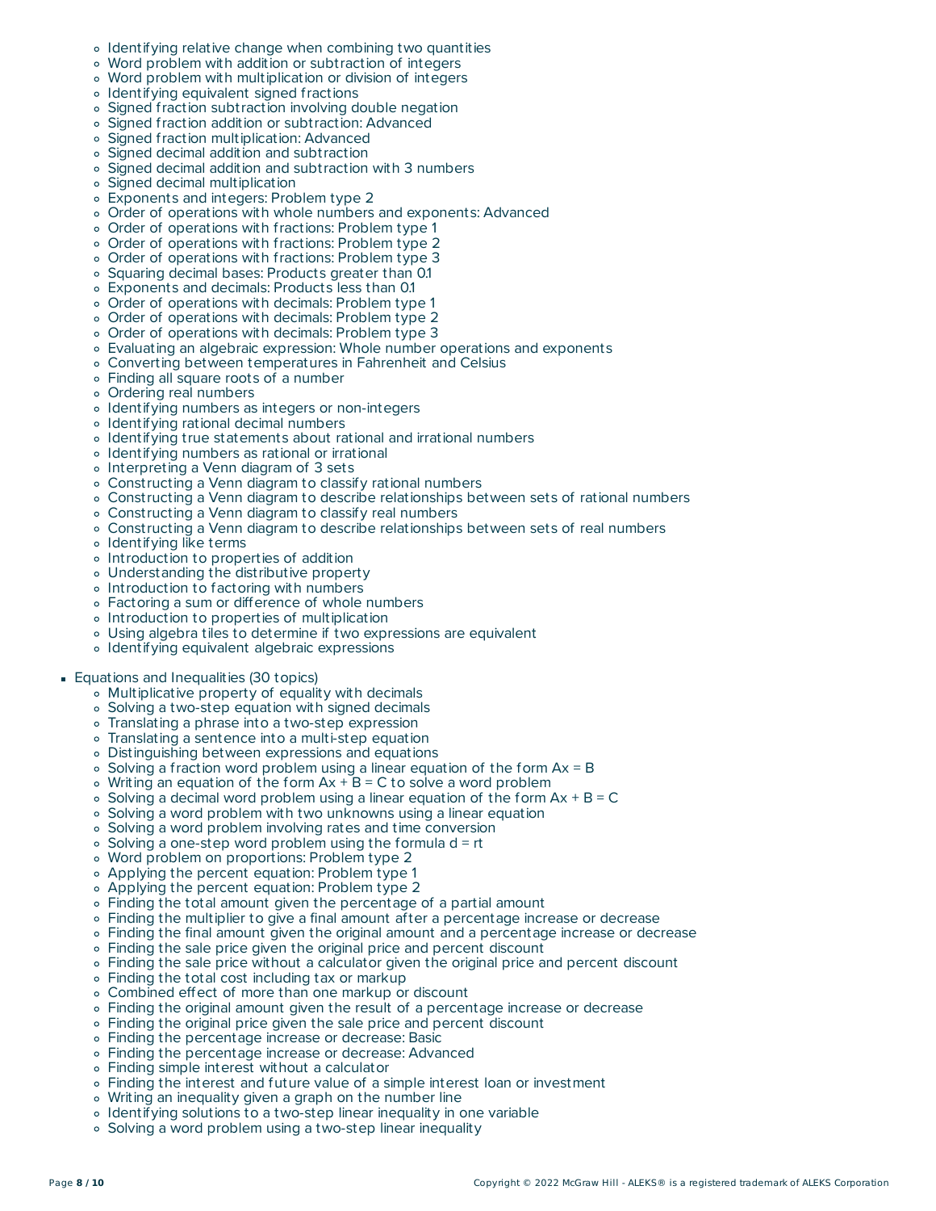- Identifying relative change when combining two quantities
- Word problem with addition or subtraction of integers
- Word problem with multiplication or division of integers
- Identifying equivalent signed fractions
- Signed fraction subtraction involving double negation
- Signed fraction addition or subtraction: Advanced
- Signed fraction multiplication: Advanced
- Signed decimal addition and subtraction
- Signed decimal addition and subtraction with 3 numbers
- Signed decimal multiplication
- Exponents and integers: Problem type 2
- Order of operations with whole numbers and exponents: Advanced
- Order of operations with fractions: Problem type 1
- Order of operations with fractions: Problem type 2
- Order of operations with fractions: Problem type 3
- Squaring decimal bases: Products greater than 0.1
- Exponents and decimals: Products less than 0.1
- Order of operations with decimals: Problem type 1
- Order of operations with decimals: Problem type 2
- Order of operations with decimals: Problem type 3
- Evaluating an algebraic expression: Whole number operations and exponents
- Converting between temperatures in Fahrenheit and Celsius
- Finding all square roots of a number
- Ordering real numbers
- Identifying numbers as integers or non-integers
- Identifying rational decimal numbers
- Identifying true statements about rational and irrational numbers
- Identifying numbers as rational or irrational
- Interpreting a Venn diagram of 3 sets
- Constructing a Venn diagram to classify rational numbers
- Constructing a Venn diagram to describe relationships between sets of rational numbers
- Constructing a Venn diagram to classify real numbers
- Constructing a Venn diagram to describe relationships between sets of real numbers
- Identifying like terms
- Introduction to properties of addition
- Understanding the distributive property
- Introduction to factoring with numbers
- Factoring a sum or difference of whole numbers
- Introduction to properties of multiplication
- Using algebra tiles to determine if two expressions are equivalent
- Identifying equivalent algebraic expressions

- Equations and Inequalities (30 topics)
  - Multiplicative property of equality with decimals
  - Solving a two-step equation with signed decimals
  - Translating a phrase into a two-step expression
  - Translating a sentence into a multi-step equation
  - Distinguishing between expressions and equations
  - Solving a fraction word problem using a linear equation of the form $Ax = B$
  - Writing an equation of the form $Ax + B = C$ to solve a word problem
  - Solving a decimal word problem using a linear equation of the form $Ax + B = C$
  - Solving a word problem with two unknowns using a linear equation
  - Solving a word problem involving rates and time conversion
  - Solving a one-step word problem using the formula $d = rt$
  - Word problem on proportions: Problem type 2
  - Applying the percent equation: Problem type 1
  - Applying the percent equation: Problem type 2
  - Finding the total amount given the percentage of a partial amount
  - Finding the multiplier to give a final amount after a percentage increase or decrease
  - Finding the final amount given the original amount and a percentage increase or decrease
  - Finding the sale price given the original price and percent discount
  - Finding the sale price without a calculator given the original price and percent discount
  - Finding the total cost including tax or markup
  - Combined effect of more than one markup or discount
  - Finding the original amount given the result of a percentage increase or decrease
  - Finding the original price given the sale price and percent discount
  - Finding the percentage increase or decrease: Basic
  - Finding the percentage increase or decrease: Advanced
  - Finding simple interest without a calculator
  - Finding the interest and future value of a simple interest loan or investment
  - Writing an inequality given a graph on the number line
  - Identifying solutions to a two-step linear inequality in one variable
  - Solving a word problem using a two-step linear inequality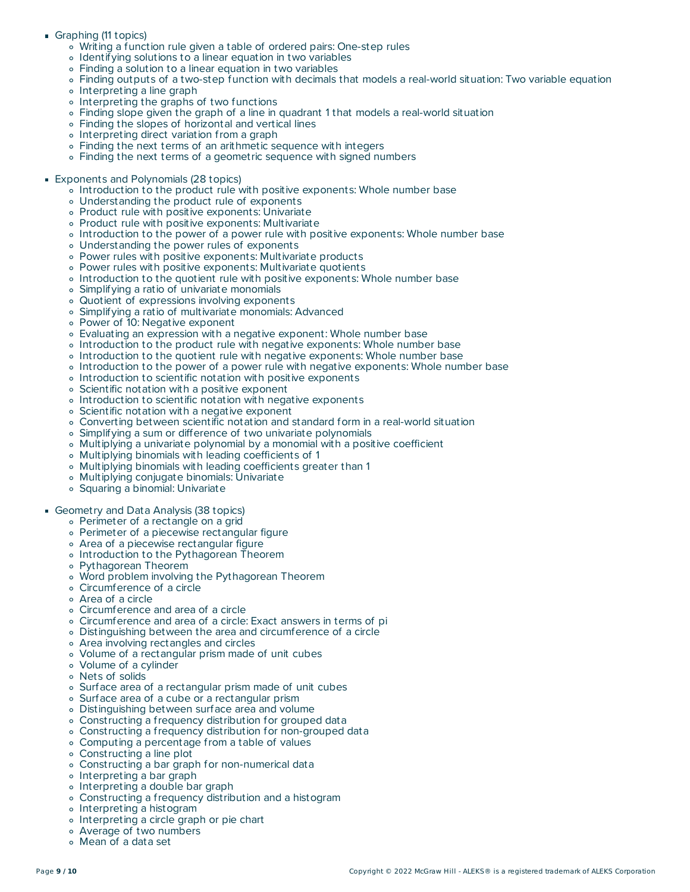- Graphing (11 topics)
  - Writing a function rule given a table of ordered pairs: One-step rules
  - Identifying solutions to a linear equation in two variables
  - Finding a solution to a linear equation in two variables
  - Finding outputs of a two-step function with decimals that models a real-world situation: Two variable equation
  - Interpreting a line graph
  - Interpreting the graphs of two functions
  - Finding slope given the graph of a line in quadrant 1 that models a real-world situation
  - Finding the slopes of horizontal and vertical lines
  - Interpreting direct variation from a graph
  - Finding the next terms of an arithmetic sequence with integers
  - Finding the next terms of a geometric sequence with signed numbers

- Exponents and Polynomials (28 topics)
  - Introduction to the product rule with positive exponents: Whole number base
  - Understanding the product rule of exponents
  - Product rule with positive exponents: Univariate
  - Product rule with positive exponents: Multivariate
  - Introduction to the power of a power rule with positive exponents: Whole number base
  - Understanding the power rules of exponents
  - Power rules with positive exponents: Multivariate products
  - Power rules with positive exponents: Multivariate quotients
  - Introduction to the quotient rule with positive exponents: Whole number base
  - Simplifying a ratio of univariate monomials
  - Quotient of expressions involving exponents
  - Simplifying a ratio of multivariate monomials: Advanced
  - Power of 10: Negative exponent
  - Evaluating an expression with a negative exponent: Whole number base
  - Introduction to the product rule with negative exponents: Whole number base
  - Introduction to the quotient rule with negative exponents: Whole number base
  - Introduction to the power of a power rule with negative exponents: Whole number base
  - Introduction to scientific notation with positive exponents
  - Scientific notation with a positive exponent
  - Introduction to scientific notation with negative exponents
  - Scientific notation with a negative exponent
  - Converting between scientific notation and standard form in a real-world situation
  - Simplifying a sum or difference of two univariate polynomials
  - Multiplying a univariate polynomial by a monomial with a positive coefficient
  - Multiplying binomials with leading coefficients of 1
  - Multiplying binomials with leading coefficients greater than 1
  - Multiplying conjugate binomials: Univariate
  - Squaring a binomial: Univariate

- Geometry and Data Analysis (38 topics)
  - Perimeter of a rectangle on a grid
  - Perimeter of a piecewise rectangular figure
  - Area of a piecewise rectangular figure
  - Introduction to the Pythagorean Theorem
  - Pythagorean Theorem
  - Word problem involving the Pythagorean Theorem
  - Circumference of a circle
  - Area of a circle
  - Circumference and area of a circle
  - Circumference and area of a circle: Exact answers in terms of pi
  - Distinguishing between the area and circumference of a circle
  - Area involving rectangles and circles
  - Volume of a rectangular prism made of unit cubes
  - Volume of a cylinder
  - Nets of solids
  - Surface area of a rectangular prism made of unit cubes
  - Surface area of a cube or a rectangular prism
  - Distinguishing between surface area and volume
  - Constructing a frequency distribution for grouped data
  - Constructing a frequency distribution for non-grouped data
  - Computing a percentage from a table of values
  - Constructing a line plot
  - Constructing a bar graph for non-numerical data
  - Interpreting a bar graph
  - Interpreting a double bar graph
  - Constructing a frequency distribution and a histogram
  - Interpreting a histogram
  - Interpreting a circle graph or pie chart
  - Average of two numbers
  - Mean of a data set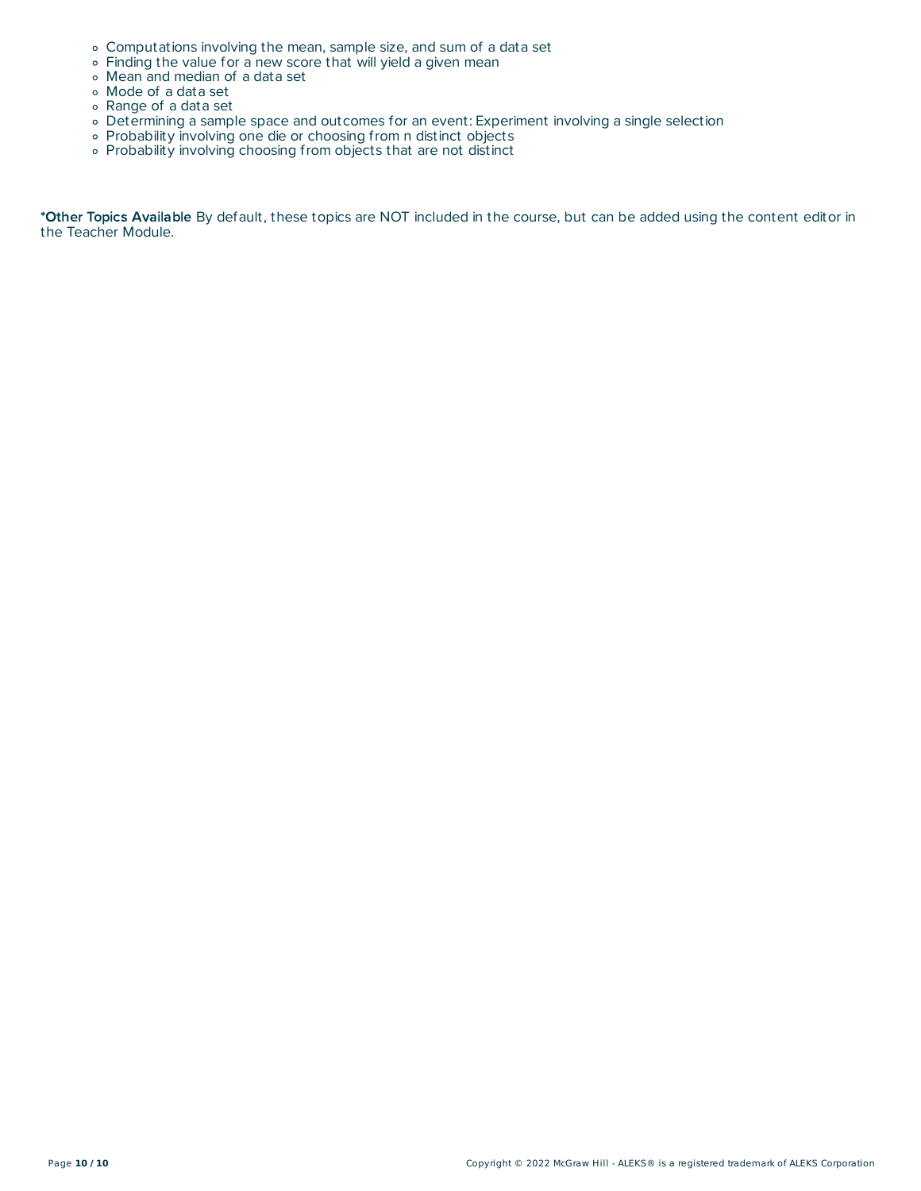- Computations involving the mean, sample size, and sum of a data set
- Finding the value for a new score that will yield a given mean
- Mean and median of a data set
- Mode of a data set
- Range of a data set
- Determining a sample space and outcomes for an event: Experiment involving a single selection
- Probability involving one die or choosing from n distinct objects
- Probability involving choosing from objects that are not distinct

**\*Other Topics Available** By default, these topics are NOT included in the course, but can be added using the content editor in the Teacher Module.